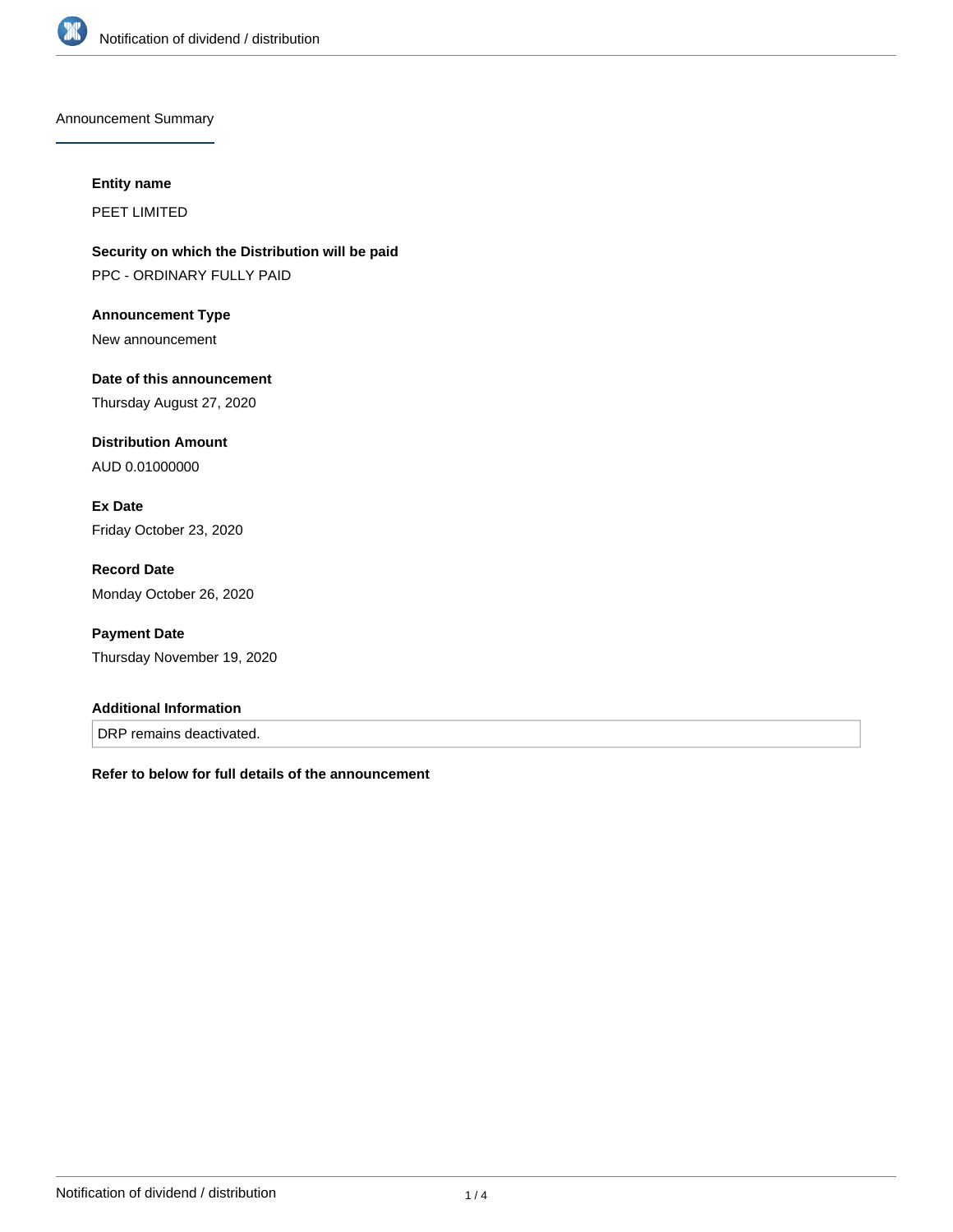## Announcement Summary

**Entity name**

PEET LIMITED

**Security on which the Distribution will be paid**

PPC - ORDINARY FULLY PAID

**Announcement Type**

New announcement

**Date of this announcement**

Thursday August 27, 2020

**Distribution Amount**

AUD 0.01000000

**Ex Date**

Friday October 23, 2020

**Record Date**

Monday October 26, 2020

**Payment Date**

Thursday November 19, 2020

**Additional Information**

DRP remains deactivated.

**Refer to below for full details of the announcement**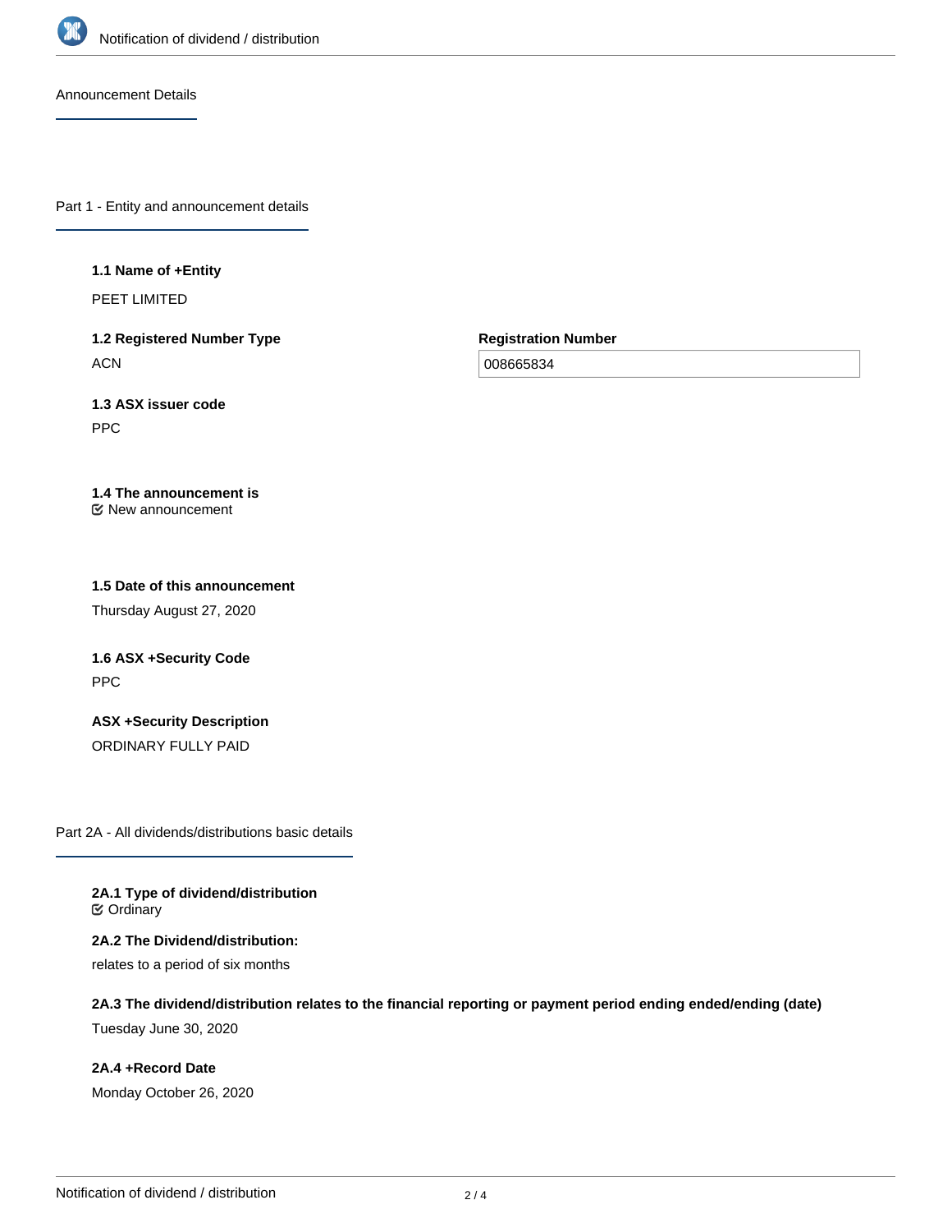## Announcement Details

### Part 1 - Entity and announcement details

**1.1 Name of +Entity**

PEET LIMITED

**1.2 Registered Number Type**

ACN

**Registration Number**

008665834

**1.3 ASX issuer code**

PPC

**1.4 The announcement is**

New announcement

**1.5 Date of this announcement**

Thursday August 27, 2020

**1.6 ASX +Security Code**

PPC

**ASX +Security Description**

ORDINARY FULLY PAID

### Part 2A - All dividends/distributions basic details

**2A.1 Type of dividend/distribution**

Ordinary

**2A.2 The Dividend/distribution:**

relates to a period of six months

**2A.3 The dividend/distribution relates to the financial reporting or payment period ending ended/ending (date)**

Tuesday June 30, 2020

**2A.4 +Record Date**

Monday October 26, 2020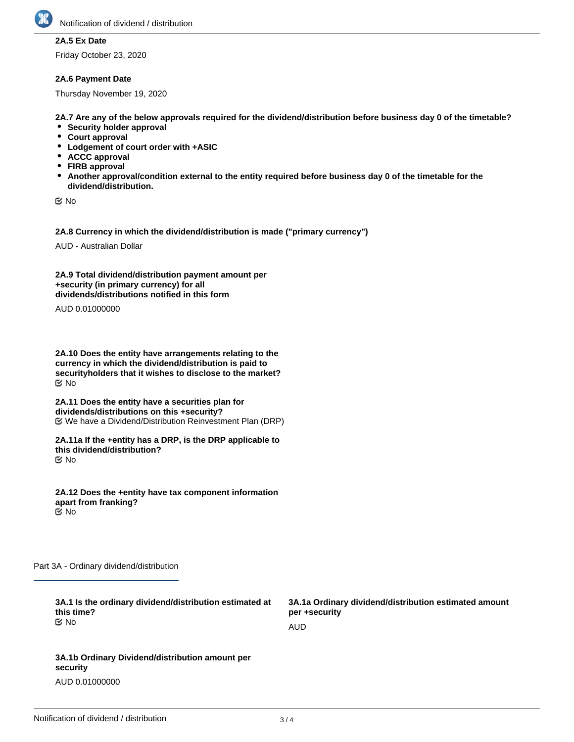**2A.5 Ex Date**

Friday October 23, 2020

**2A.6 Payment Date**

Thursday November 19, 2020

**2A.7 Are any of the below approvals required for the dividend/distribution before business day 0 of the timetable?**

- **Security holder approval**
- **Court approval**
- **Lodgement of court order with +ASIC**
- **ACCC approval**
- **FIRB approval**
- **Another approval/condition external to the entity required before business day 0 of the timetable for the dividend/distribution.**

☑ No

**2A.8 Currency in which the dividend/distribution is made ("primary currency")**

AUD - Australian Dollar

**2A.9 Total dividend/distribution payment amount per +security (in primary currency) for all dividends/distributions notified in this form**

AUD 0.01000000

**2A.10 Does the entity have arrangements relating to the currency in which the dividend/distribution is paid to securityholders that it wishes to disclose to the market?**

☑ No

**2A.11 Does the entity have a securities plan for dividends/distributions on this +security?**

☑ We have a Dividend/Distribution Reinvestment Plan (DRP)

**2A.11a If the +entity has a DRP, is the DRP applicable to this dividend/distribution?**

☑ No

**2A.12 Does the +entity have tax component information apart from franking?**

☑ No

## Part 3A - Ordinary dividend/distribution

**3A.1 Is the ordinary dividend/distribution estimated at this time?**

☑ No

**3A.1a Ordinary dividend/distribution estimated amount per +security**

AUD

**3A.1b Ordinary Dividend/distribution amount per security**

AUD 0.01000000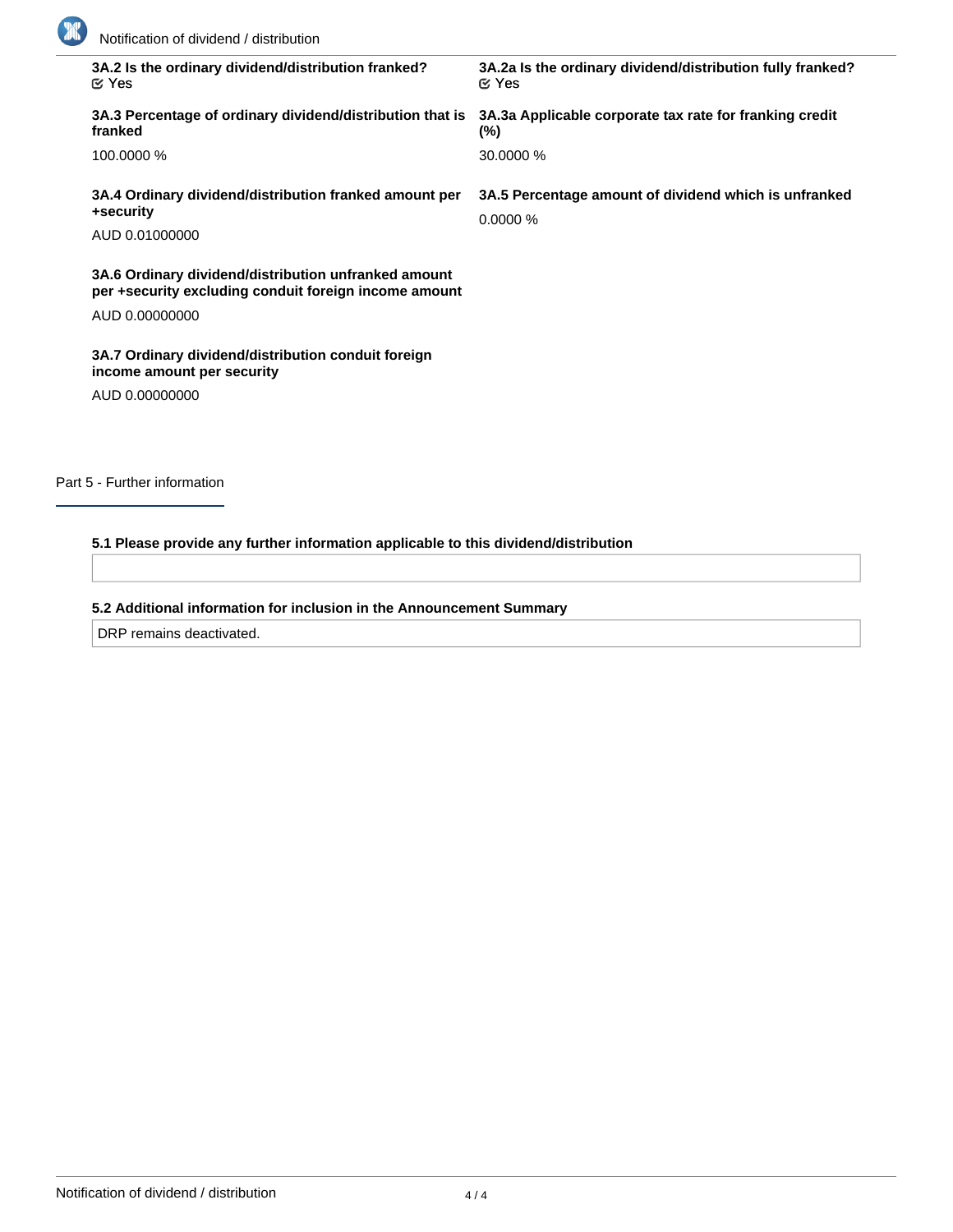**3A.2 Is the ordinary dividend/distribution franked?**
Yes

**3A.2a Is the ordinary dividend/distribution fully franked?**
Yes

**3A.3 Percentage of ordinary dividend/distribution that is franked**

100.0000 %

**3A.3a Applicable corporate tax rate for franking credit (%)**

30.0000 %

**3A.4 Ordinary dividend/distribution franked amount per +security**

AUD 0.01000000

**3A.5 Percentage amount of dividend which is unfranked**

0.0000 %

**3A.6 Ordinary dividend/distribution unfranked amount per +security excluding conduit foreign income amount**

AUD 0.00000000

**3A.7 Ordinary dividend/distribution conduit foreign income amount per security**

AUD 0.00000000

## Part 5 - Further information

**5.1 Please provide any further information applicable to this dividend/distribution**

**5.2 Additional information for inclusion in the Announcement Summary**

DRP remains deactivated.